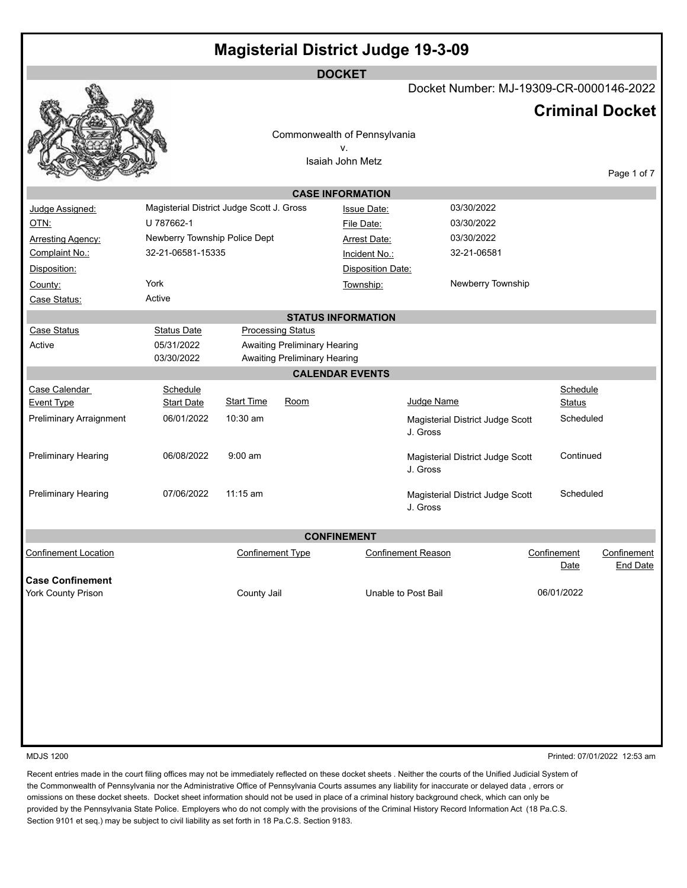# Magisterial District Judge 19-3-09

## DOCKET

Docket Number: MJ-19309-CR-0000146-2022

## Criminal Docket

Commonwealth of Pennsylvania
v.
Isaiah John Metz

### CASE INFORMATION

| | | | |
|---|---|---|---|
| Judge Assigned: | Magisterial District Judge Scott J. Gross | Issue Date: | 03/30/2022 |
| OTN: | U 787662-1 | File Date: | 03/30/2022 |
| Arresting Agency: | Newberry Township Police Dept | Arrest Date: | 03/30/2022 |
| Complaint No.: | 32-21-06581-15335 | Incident No.: | 32-21-06581 |
| Disposition: | | Disposition Date: | |
| County: | York | Township: | Newberry Township |
| Case Status: | Active | | |

### STATUS INFORMATION

| Case Status | Status Date | Processing Status |
|---|---|---|
| Active | 05/31/2022 | Awaiting Preliminary Hearing |
| | 03/30/2022 | Awaiting Preliminary Hearing |

### CALENDAR EVENTS

| Case Calendar Event Type | Schedule Start Date | Start Time | Room | Judge Name | Schedule Status |
|---|---|---|---|---|---|
| Preliminary Arraignment | 06/01/2022 | 10:30 am | | Magisterial District Judge Scott J. Gross | Scheduled |
| Preliminary Hearing | 06/08/2022 | 9:00 am | | Magisterial District Judge Scott J. Gross | Continued |
| Preliminary Hearing | 07/06/2022 | 11:15 am | | Magisterial District Judge Scott J. Gross | Scheduled |

### CONFINEMENT

| Confinement Location | Confinement Type | Confinement Reason | Confinement Date | Confinement End Date |
|---|---|---|---|---|
| **Case Confinement** | | | | |
| York County Prison | County Jail | Unable to Post Bail | 06/01/2022 | |

MDJS 1200

Printed: 07/01/2022 12:53 am

Recent entries made in the court filing offices may not be immediately reflected on these docket sheets . Neither the courts of the Unified Judicial System of the Commonwealth of Pennsylvania nor the Administrative Office of Pennsylvania Courts assumes any liability for inaccurate or delayed data , errors or omissions on these docket sheets. Docket sheet information should not be used in place of a criminal history background check, which can only be provided by the Pennsylvania State Police. Employers who do not comply with the provisions of the Criminal History Record Information Act (18 Pa.C.S. Section 9101 et seq.) may be subject to civil liability as set forth in 18 Pa.C.S. Section 9183.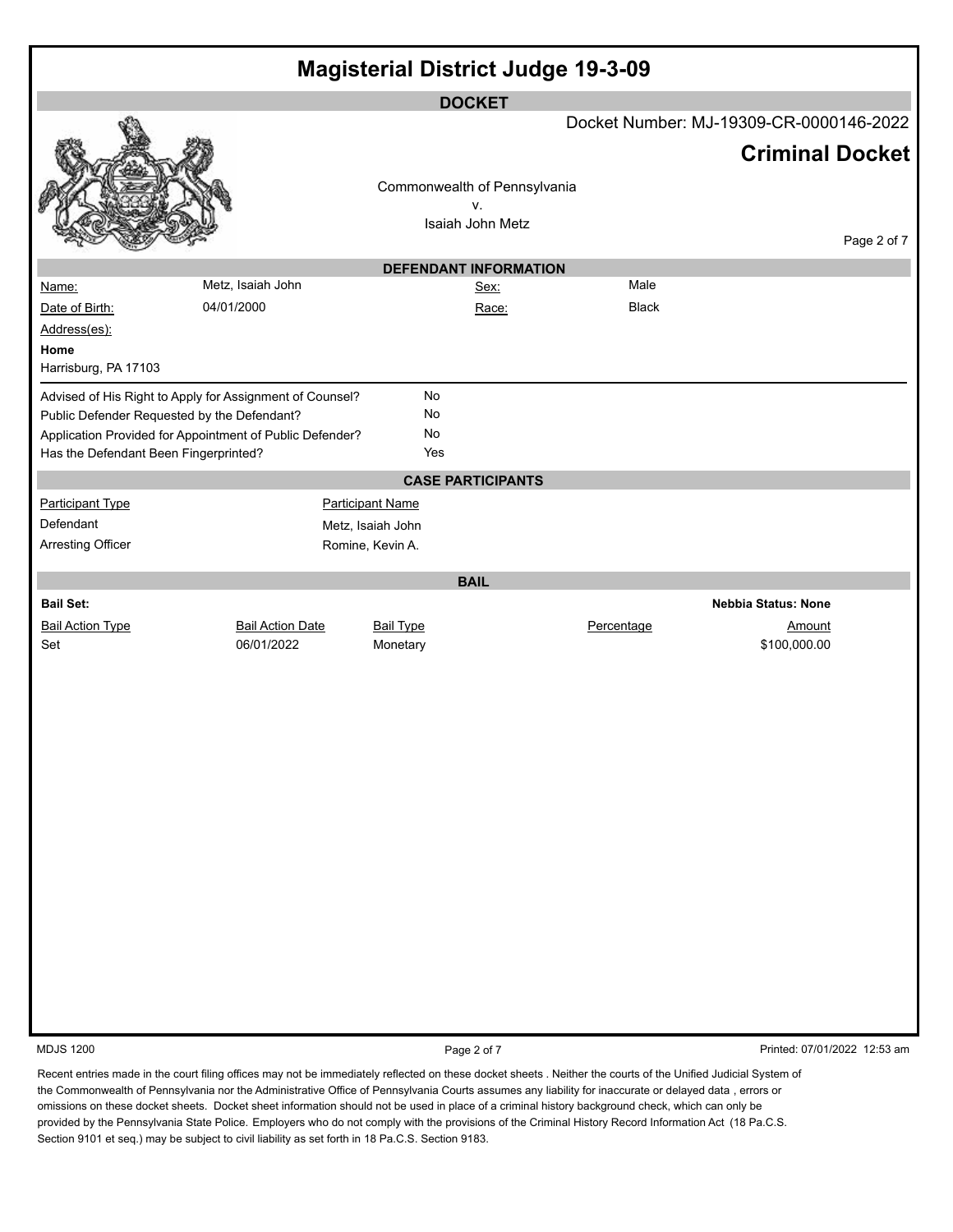# Magisterial District Judge 19-3-09

## DOCKET

Docket Number: MJ-19309-CR-0000146-2022

**Criminal Docket**

Commonwealth of Pennsylvania
v.
Isaiah John Metz

## DEFENDANT INFORMATION

| | | | |
|---|---|---|---|
| Name: | Metz, Isaiah John | Sex: | Male |
| Date of Birth: | 04/01/2000 | Race: | Black |

Address(es):

**Home**
Harrisburg, PA 17103

| | |
|---|---|
| Advised of His Right to Apply for Assignment of Counsel? | No |
| Public Defender Requested by the Defendant? | No |
| Application Provided for Appointment of Public Defender? | No |
| Has the Defendant Been Fingerprinted? | Yes |

## CASE PARTICIPANTS

| Participant Type | Participant Name |
|---|---|
| Defendant | Metz, Isaiah John |
| Arresting Officer | Romine, Kevin A. |

## BAIL

**Bail Set:** **Nebbia Status: None**

| Bail Action Type | Bail Action Date | Bail Type | Percentage | Amount |
|---|---|---|---|---|
| Set | 06/01/2022 | Monetary | | $100,000.00 |

MDJS 1200 Printed: 07/01/2022 12:53 am

Recent entries made in the court filing offices may not be immediately reflected on these docket sheets . Neither the courts of the Unified Judicial System of the Commonwealth of Pennsylvania nor the Administrative Office of Pennsylvania Courts assumes any liability for inaccurate or delayed data , errors or omissions on these docket sheets. Docket sheet information should not be used in place of a criminal history background check, which can only be provided by the Pennsylvania State Police. Employers who do not comply with the provisions of the Criminal History Record Information Act (18 Pa.C.S. Section 9101 et seq.) may be subject to civil liability as set forth in 18 Pa.C.S. Section 9183.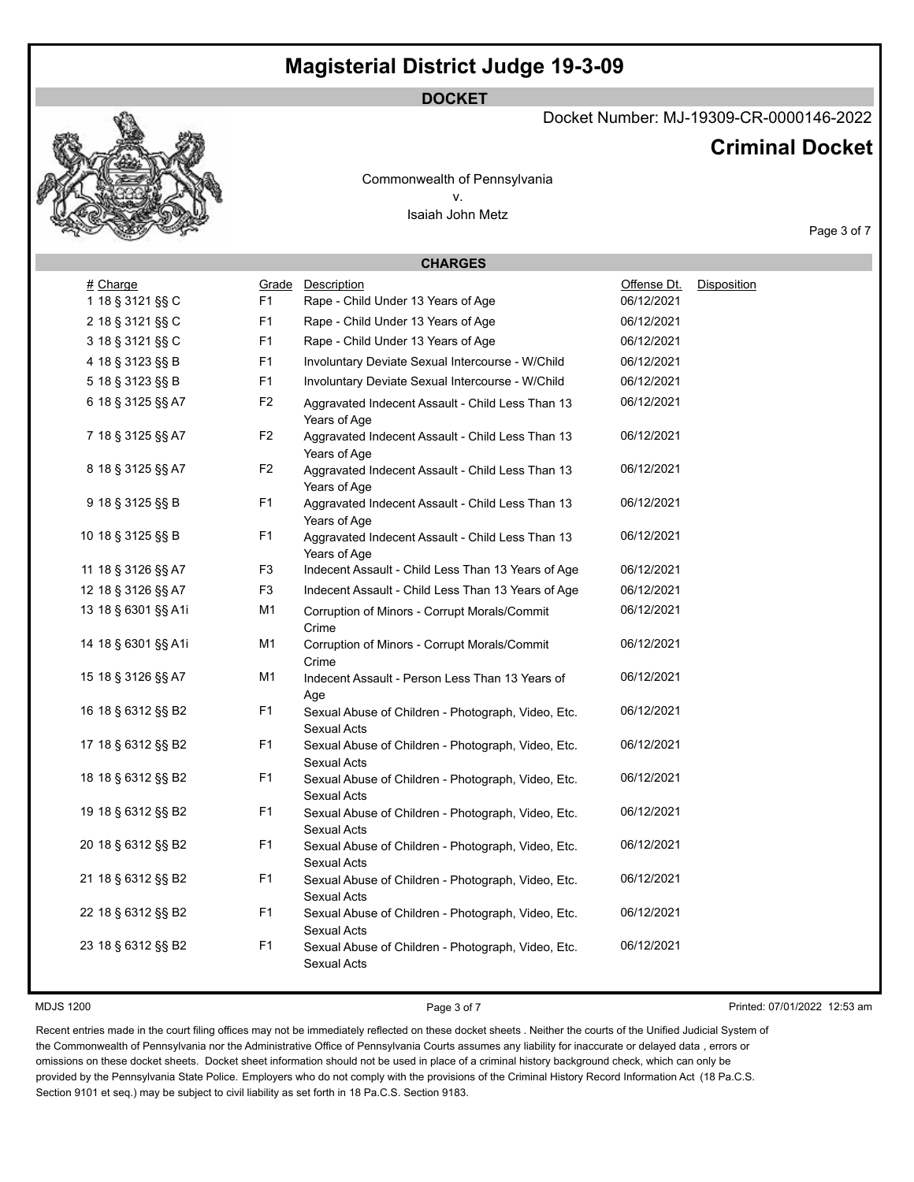# Magisterial District Judge 19-3-09

## DOCKET

Docket Number: MJ-19309-CR-0000146-2022

## Criminal Docket

Commonwealth of Pennsylvania
v.
Isaiah John Metz

### CHARGES

| # | Charge | Grade | Description | Offense Dt. | Disposition |
|---|---|---|---|---|---|
| 1 | 18 § 3121 §§ C | F1 | Rape - Child Under 13 Years of Age | 06/12/2021 | |
| 2 | 18 § 3121 §§ C | F1 | Rape - Child Under 13 Years of Age | 06/12/2021 | |
| 3 | 18 § 3121 §§ C | F1 | Rape - Child Under 13 Years of Age | 06/12/2021 | |
| 4 | 18 § 3123 §§ B | F1 | Involuntary Deviate Sexual Intercourse - W/Child | 06/12/2021 | |
| 5 | 18 § 3123 §§ B | F1 | Involuntary Deviate Sexual Intercourse - W/Child | 06/12/2021 | |
| 6 | 18 § 3125 §§ A7 | F2 | Aggravated Indecent Assault - Child Less Than 13 Years of Age | 06/12/2021 | |
| 7 | 18 § 3125 §§ A7 | F2 | Aggravated Indecent Assault - Child Less Than 13 Years of Age | 06/12/2021 | |
| 8 | 18 § 3125 §§ A7 | F2 | Aggravated Indecent Assault - Child Less Than 13 Years of Age | 06/12/2021 | |
| 9 | 18 § 3125 §§ B | F1 | Aggravated Indecent Assault - Child Less Than 13 Years of Age | 06/12/2021 | |
| 10 | 18 § 3125 §§ B | F1 | Aggravated Indecent Assault - Child Less Than 13 Years of Age | 06/12/2021 | |
| 11 | 18 § 3126 §§ A7 | F3 | Indecent Assault - Child Less Than 13 Years of Age | 06/12/2021 | |
| 12 | 18 § 3126 §§ A7 | F3 | Indecent Assault - Child Less Than 13 Years of Age | 06/12/2021 | |
| 13 | 18 § 6301 §§ A1i | M1 | Corruption of Minors - Corrupt Morals/Commit Crime | 06/12/2021 | |
| 14 | 18 § 6301 §§ A1i | M1 | Corruption of Minors - Corrupt Morals/Commit Crime | 06/12/2021 | |
| 15 | 18 § 3126 §§ A7 | M1 | Indecent Assault - Person Less Than 13 Years of Age | 06/12/2021 | |
| 16 | 18 § 6312 §§ B2 | F1 | Sexual Abuse of Children - Photograph, Video, Etc. Sexual Acts | 06/12/2021 | |
| 17 | 18 § 6312 §§ B2 | F1 | Sexual Abuse of Children - Photograph, Video, Etc. Sexual Acts | 06/12/2021 | |
| 18 | 18 § 6312 §§ B2 | F1 | Sexual Abuse of Children - Photograph, Video, Etc. Sexual Acts | 06/12/2021 | |
| 19 | 18 § 6312 §§ B2 | F1 | Sexual Abuse of Children - Photograph, Video, Etc. Sexual Acts | 06/12/2021 | |
| 20 | 18 § 6312 §§ B2 | F1 | Sexual Abuse of Children - Photograph, Video, Etc. Sexual Acts | 06/12/2021 | |
| 21 | 18 § 6312 §§ B2 | F1 | Sexual Abuse of Children - Photograph, Video, Etc. Sexual Acts | 06/12/2021 | |
| 22 | 18 § 6312 §§ B2 | F1 | Sexual Abuse of Children - Photograph, Video, Etc. Sexual Acts | 06/12/2021 | |
| 23 | 18 § 6312 §§ B2 | F1 | Sexual Abuse of Children - Photograph, Video, Etc. Sexual Acts | 06/12/2021 | |

MDJS 1200

Printed: 07/01/2022 12:53 am

Recent entries made in the court filing offices may not be immediately reflected on these docket sheets . Neither the courts of the Unified Judicial System of the Commonwealth of Pennsylvania nor the Administrative Office of Pennsylvania Courts assumes any liability for inaccurate or delayed data , errors or omissions on these docket sheets. Docket sheet information should not be used in place of a criminal history background check, which can only be provided by the Pennsylvania State Police. Employers who do not comply with the provisions of the Criminal History Record Information Act (18 Pa.C.S. Section 9101 et seq.) may be subject to civil liability as set forth in 18 Pa.C.S. Section 9183.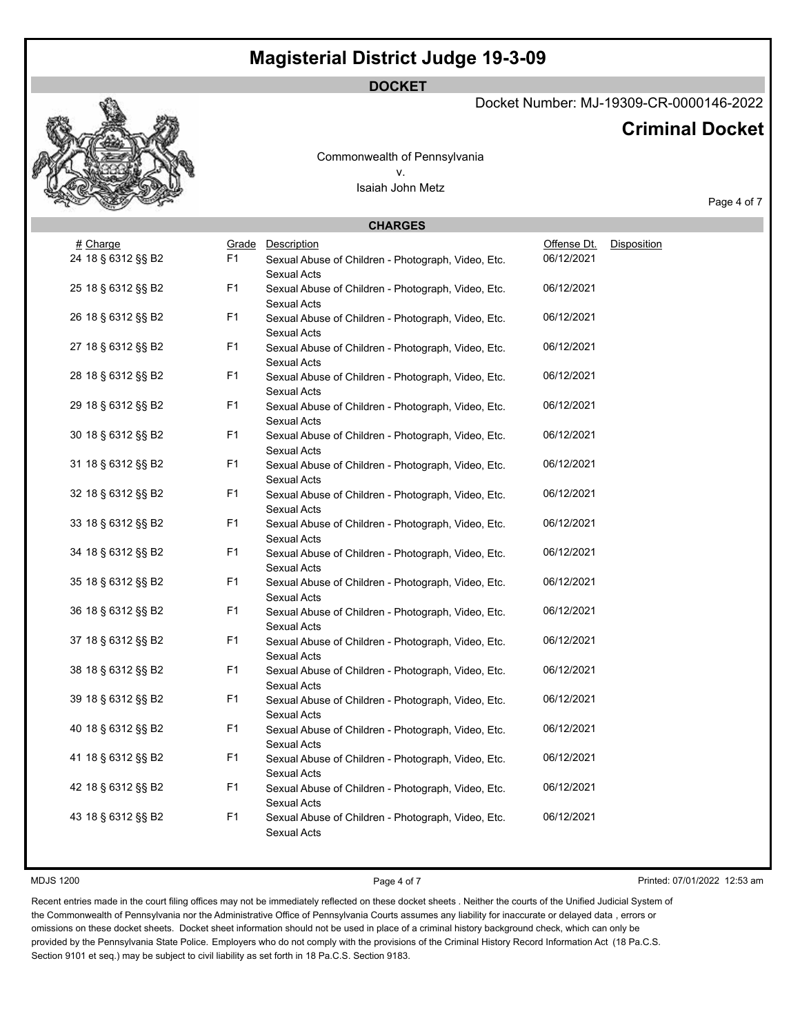# Magisterial District Judge 19-3-09

**DOCKET**

Docket Number: MJ-19309-CR-0000146-2022

## Criminal Docket

Commonwealth of Pennsylvania
v.
Isaiah John Metz

**CHARGES**

| # | Charge | Grade | Description | Offense Dt. | Disposition |
|---|---|---|---|---|---|
| 24 | 18 § 6312 §§ B2 | F1 | Sexual Abuse of Children - Photograph, Video, Etc. Sexual Acts | 06/12/2021 | |
| 25 | 18 § 6312 §§ B2 | F1 | Sexual Abuse of Children - Photograph, Video, Etc. Sexual Acts | 06/12/2021 | |
| 26 | 18 § 6312 §§ B2 | F1 | Sexual Abuse of Children - Photograph, Video, Etc. Sexual Acts | 06/12/2021 | |
| 27 | 18 § 6312 §§ B2 | F1 | Sexual Abuse of Children - Photograph, Video, Etc. Sexual Acts | 06/12/2021 | |
| 28 | 18 § 6312 §§ B2 | F1 | Sexual Abuse of Children - Photograph, Video, Etc. Sexual Acts | 06/12/2021 | |
| 29 | 18 § 6312 §§ B2 | F1 | Sexual Abuse of Children - Photograph, Video, Etc. Sexual Acts | 06/12/2021 | |
| 30 | 18 § 6312 §§ B2 | F1 | Sexual Abuse of Children - Photograph, Video, Etc. Sexual Acts | 06/12/2021 | |
| 31 | 18 § 6312 §§ B2 | F1 | Sexual Abuse of Children - Photograph, Video, Etc. Sexual Acts | 06/12/2021 | |
| 32 | 18 § 6312 §§ B2 | F1 | Sexual Abuse of Children - Photograph, Video, Etc. Sexual Acts | 06/12/2021 | |
| 33 | 18 § 6312 §§ B2 | F1 | Sexual Abuse of Children - Photograph, Video, Etc. Sexual Acts | 06/12/2021 | |
| 34 | 18 § 6312 §§ B2 | F1 | Sexual Abuse of Children - Photograph, Video, Etc. Sexual Acts | 06/12/2021 | |
| 35 | 18 § 6312 §§ B2 | F1 | Sexual Abuse of Children - Photograph, Video, Etc. Sexual Acts | 06/12/2021 | |
| 36 | 18 § 6312 §§ B2 | F1 | Sexual Abuse of Children - Photograph, Video, Etc. Sexual Acts | 06/12/2021 | |
| 37 | 18 § 6312 §§ B2 | F1 | Sexual Abuse of Children - Photograph, Video, Etc. Sexual Acts | 06/12/2021 | |
| 38 | 18 § 6312 §§ B2 | F1 | Sexual Abuse of Children - Photograph, Video, Etc. Sexual Acts | 06/12/2021 | |
| 39 | 18 § 6312 §§ B2 | F1 | Sexual Abuse of Children - Photograph, Video, Etc. Sexual Acts | 06/12/2021 | |
| 40 | 18 § 6312 §§ B2 | F1 | Sexual Abuse of Children - Photograph, Video, Etc. Sexual Acts | 06/12/2021 | |
| 41 | 18 § 6312 §§ B2 | F1 | Sexual Abuse of Children - Photograph, Video, Etc. Sexual Acts | 06/12/2021 | |
| 42 | 18 § 6312 §§ B2 | F1 | Sexual Abuse of Children - Photograph, Video, Etc. Sexual Acts | 06/12/2021 | |
| 43 | 18 § 6312 §§ B2 | F1 | Sexual Abuse of Children - Photograph, Video, Etc. Sexual Acts | 06/12/2021 | |

MDJS 1200

Printed: 07/01/2022 12:53 am

Recent entries made in the court filing offices may not be immediately reflected on these docket sheets . Neither the courts of the Unified Judicial System of the Commonwealth of Pennsylvania nor the Administrative Office of Pennsylvania Courts assumes any liability for inaccurate or delayed data , errors or omissions on these docket sheets. Docket sheet information should not be used in place of a criminal history background check, which can only be provided by the Pennsylvania State Police. Employers who do not comply with the provisions of the Criminal History Record Information Act (18 Pa.C.S. Section 9101 et seq.) may be subject to civil liability as set forth in 18 Pa.C.S. Section 9183.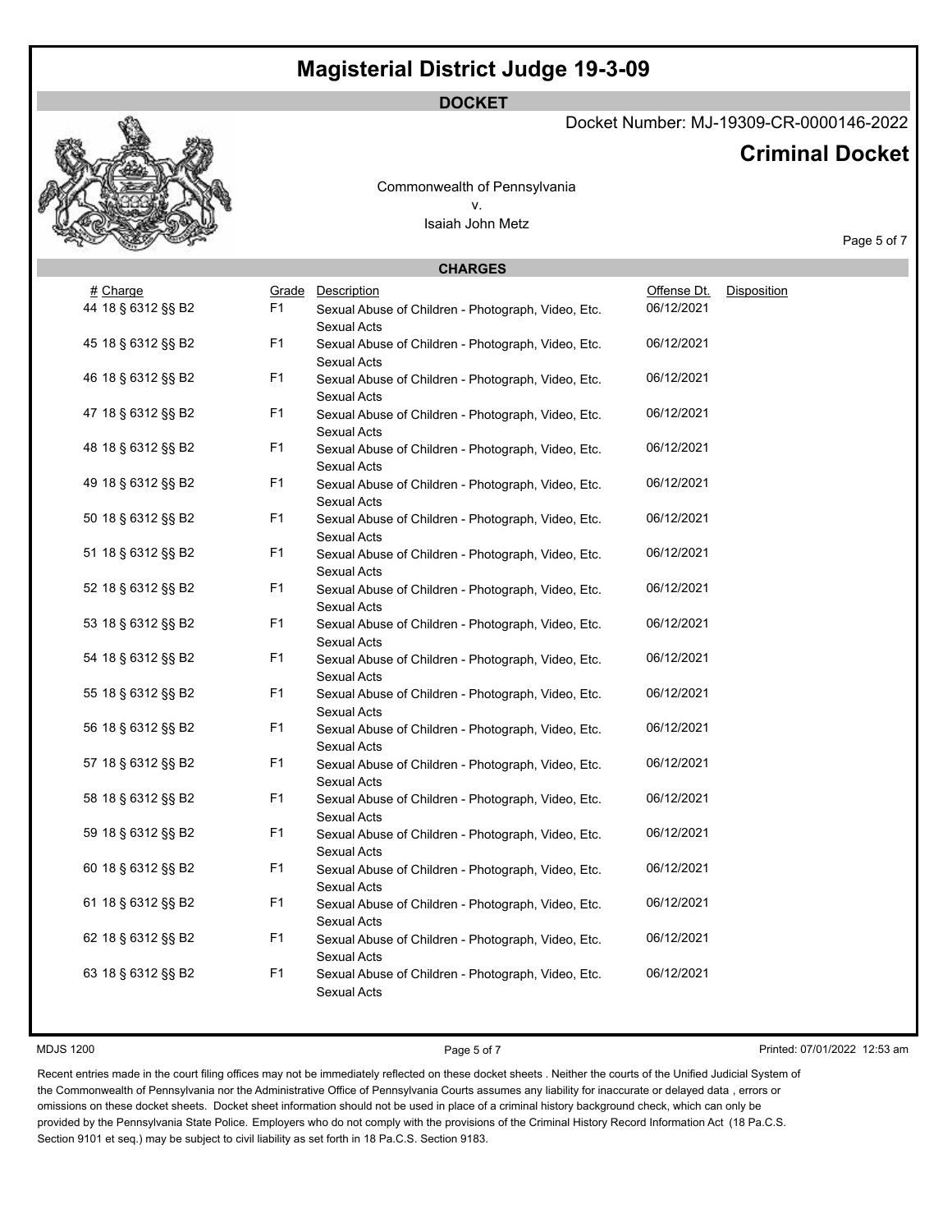# Magisterial District Judge 19-3-09

## DOCKET

Docket Number: MJ-19309-CR-0000146-2022

## Criminal Docket

Commonwealth of Pennsylvania
v.
Isaiah John Metz

### CHARGES

| # | Charge | Grade | Description | Offense Dt. | Disposition |
|---|---|---|---|---|---|
| 44 | 18 § 6312 §§ B2 | F1 | Sexual Abuse of Children - Photograph, Video, Etc. Sexual Acts | 06/12/2021 | |
| 45 | 18 § 6312 §§ B2 | F1 | Sexual Abuse of Children - Photograph, Video, Etc. Sexual Acts | 06/12/2021 | |
| 46 | 18 § 6312 §§ B2 | F1 | Sexual Abuse of Children - Photograph, Video, Etc. Sexual Acts | 06/12/2021 | |
| 47 | 18 § 6312 §§ B2 | F1 | Sexual Abuse of Children - Photograph, Video, Etc. Sexual Acts | 06/12/2021 | |
| 48 | 18 § 6312 §§ B2 | F1 | Sexual Abuse of Children - Photograph, Video, Etc. Sexual Acts | 06/12/2021 | |
| 49 | 18 § 6312 §§ B2 | F1 | Sexual Abuse of Children - Photograph, Video, Etc. Sexual Acts | 06/12/2021 | |
| 50 | 18 § 6312 §§ B2 | F1 | Sexual Abuse of Children - Photograph, Video, Etc. Sexual Acts | 06/12/2021 | |
| 51 | 18 § 6312 §§ B2 | F1 | Sexual Abuse of Children - Photograph, Video, Etc. Sexual Acts | 06/12/2021 | |
| 52 | 18 § 6312 §§ B2 | F1 | Sexual Abuse of Children - Photograph, Video, Etc. Sexual Acts | 06/12/2021 | |
| 53 | 18 § 6312 §§ B2 | F1 | Sexual Abuse of Children - Photograph, Video, Etc. Sexual Acts | 06/12/2021 | |
| 54 | 18 § 6312 §§ B2 | F1 | Sexual Abuse of Children - Photograph, Video, Etc. Sexual Acts | 06/12/2021 | |
| 55 | 18 § 6312 §§ B2 | F1 | Sexual Abuse of Children - Photograph, Video, Etc. Sexual Acts | 06/12/2021 | |
| 56 | 18 § 6312 §§ B2 | F1 | Sexual Abuse of Children - Photograph, Video, Etc. Sexual Acts | 06/12/2021 | |
| 57 | 18 § 6312 §§ B2 | F1 | Sexual Abuse of Children - Photograph, Video, Etc. Sexual Acts | 06/12/2021 | |
| 58 | 18 § 6312 §§ B2 | F1 | Sexual Abuse of Children - Photograph, Video, Etc. Sexual Acts | 06/12/2021 | |
| 59 | 18 § 6312 §§ B2 | F1 | Sexual Abuse of Children - Photograph, Video, Etc. Sexual Acts | 06/12/2021 | |
| 60 | 18 § 6312 §§ B2 | F1 | Sexual Abuse of Children - Photograph, Video, Etc. Sexual Acts | 06/12/2021 | |
| 61 | 18 § 6312 §§ B2 | F1 | Sexual Abuse of Children - Photograph, Video, Etc. Sexual Acts | 06/12/2021 | |
| 62 | 18 § 6312 §§ B2 | F1 | Sexual Abuse of Children - Photograph, Video, Etc. Sexual Acts | 06/12/2021 | |
| 63 | 18 § 6312 §§ B2 | F1 | Sexual Abuse of Children - Photograph, Video, Etc. Sexual Acts | 06/12/2021 | |

MDJS 1200

Printed: 07/01/2022 12:53 am

Recent entries made in the court filing offices may not be immediately reflected on these docket sheets . Neither the courts of the Unified Judicial System of the Commonwealth of Pennsylvania nor the Administrative Office of Pennsylvania Courts assumes any liability for inaccurate or delayed data , errors or omissions on these docket sheets. Docket sheet information should not be used in place of a criminal history background check, which can only be provided by the Pennsylvania State Police. Employers who do not comply with the provisions of the Criminal History Record Information Act (18 Pa.C.S. Section 9101 et seq.) may be subject to civil liability as set forth in 18 Pa.C.S. Section 9183.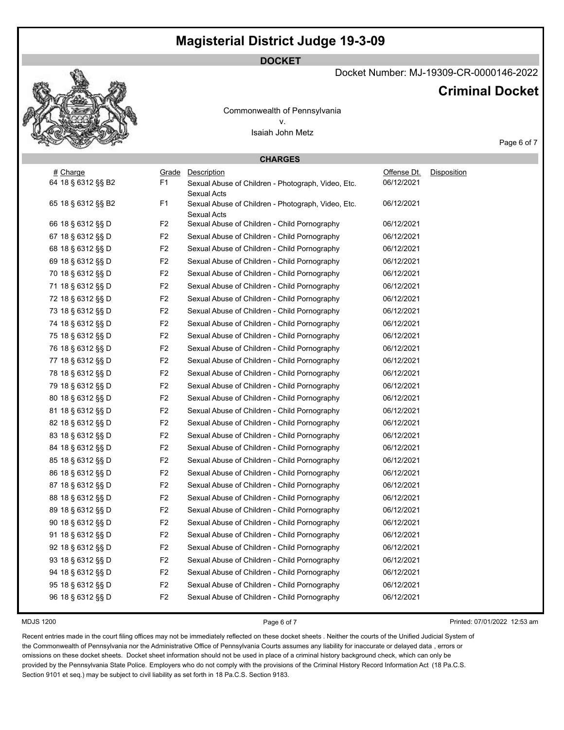# Magisterial District Judge 19-3-09

**DOCKET**

Docket Number: MJ-19309-CR-0000146-2022

## Criminal Docket

Commonwealth of Pennsylvania
v.
Isaiah John Metz

**CHARGES**

| # | Charge | Grade | Description | Offense Dt. | Disposition |
|---|---|---|---|---|---|
| 64 | 18 § 6312 §§ B2 | F1 | Sexual Abuse of Children - Photograph, Video, Etc. Sexual Acts | 06/12/2021 | |
| 65 | 18 § 6312 §§ B2 | F1 | Sexual Abuse of Children - Photograph, Video, Etc. Sexual Acts | 06/12/2021 | |
| 66 | 18 § 6312 §§ D | F2 | Sexual Abuse of Children - Child Pornography | 06/12/2021 | |
| 67 | 18 § 6312 §§ D | F2 | Sexual Abuse of Children - Child Pornography | 06/12/2021 | |
| 68 | 18 § 6312 §§ D | F2 | Sexual Abuse of Children - Child Pornography | 06/12/2021 | |
| 69 | 18 § 6312 §§ D | F2 | Sexual Abuse of Children - Child Pornography | 06/12/2021 | |
| 70 | 18 § 6312 §§ D | F2 | Sexual Abuse of Children - Child Pornography | 06/12/2021 | |
| 71 | 18 § 6312 §§ D | F2 | Sexual Abuse of Children - Child Pornography | 06/12/2021 | |
| 72 | 18 § 6312 §§ D | F2 | Sexual Abuse of Children - Child Pornography | 06/12/2021 | |
| 73 | 18 § 6312 §§ D | F2 | Sexual Abuse of Children - Child Pornography | 06/12/2021 | |
| 74 | 18 § 6312 §§ D | F2 | Sexual Abuse of Children - Child Pornography | 06/12/2021 | |
| 75 | 18 § 6312 §§ D | F2 | Sexual Abuse of Children - Child Pornography | 06/12/2021 | |
| 76 | 18 § 6312 §§ D | F2 | Sexual Abuse of Children - Child Pornography | 06/12/2021 | |
| 77 | 18 § 6312 §§ D | F2 | Sexual Abuse of Children - Child Pornography | 06/12/2021 | |
| 78 | 18 § 6312 §§ D | F2 | Sexual Abuse of Children - Child Pornography | 06/12/2021 | |
| 79 | 18 § 6312 §§ D | F2 | Sexual Abuse of Children - Child Pornography | 06/12/2021 | |
| 80 | 18 § 6312 §§ D | F2 | Sexual Abuse of Children - Child Pornography | 06/12/2021 | |
| 81 | 18 § 6312 §§ D | F2 | Sexual Abuse of Children - Child Pornography | 06/12/2021 | |
| 82 | 18 § 6312 §§ D | F2 | Sexual Abuse of Children - Child Pornography | 06/12/2021 | |
| 83 | 18 § 6312 §§ D | F2 | Sexual Abuse of Children - Child Pornography | 06/12/2021 | |
| 84 | 18 § 6312 §§ D | F2 | Sexual Abuse of Children - Child Pornography | 06/12/2021 | |
| 85 | 18 § 6312 §§ D | F2 | Sexual Abuse of Children - Child Pornography | 06/12/2021 | |
| 86 | 18 § 6312 §§ D | F2 | Sexual Abuse of Children - Child Pornography | 06/12/2021 | |
| 87 | 18 § 6312 §§ D | F2 | Sexual Abuse of Children - Child Pornography | 06/12/2021 | |
| 88 | 18 § 6312 §§ D | F2 | Sexual Abuse of Children - Child Pornography | 06/12/2021 | |
| 89 | 18 § 6312 §§ D | F2 | Sexual Abuse of Children - Child Pornography | 06/12/2021 | |
| 90 | 18 § 6312 §§ D | F2 | Sexual Abuse of Children - Child Pornography | 06/12/2021 | |
| 91 | 18 § 6312 §§ D | F2 | Sexual Abuse of Children - Child Pornography | 06/12/2021 | |
| 92 | 18 § 6312 §§ D | F2 | Sexual Abuse of Children - Child Pornography | 06/12/2021 | |
| 93 | 18 § 6312 §§ D | F2 | Sexual Abuse of Children - Child Pornography | 06/12/2021 | |
| 94 | 18 § 6312 §§ D | F2 | Sexual Abuse of Children - Child Pornography | 06/12/2021 | |
| 95 | 18 § 6312 §§ D | F2 | Sexual Abuse of Children - Child Pornography | 06/12/2021 | |
| 96 | 18 § 6312 §§ D | F2 | Sexual Abuse of Children - Child Pornography | 06/12/2021 | |

MDJS 1200

Printed: 07/01/2022 12:53 am

Recent entries made in the court filing offices may not be immediately reflected on these docket sheets . Neither the courts of the Unified Judicial System of the Commonwealth of Pennsylvania nor the Administrative Office of Pennsylvania Courts assumes any liability for inaccurate or delayed data , errors or omissions on these docket sheets. Docket sheet information should not be used in place of a criminal history background check, which can only be provided by the Pennsylvania State Police. Employers who do not comply with the provisions of the Criminal History Record Information Act (18 Pa.C.S. Section 9101 et seq.) may be subject to civil liability as set forth in 18 Pa.C.S. Section 9183.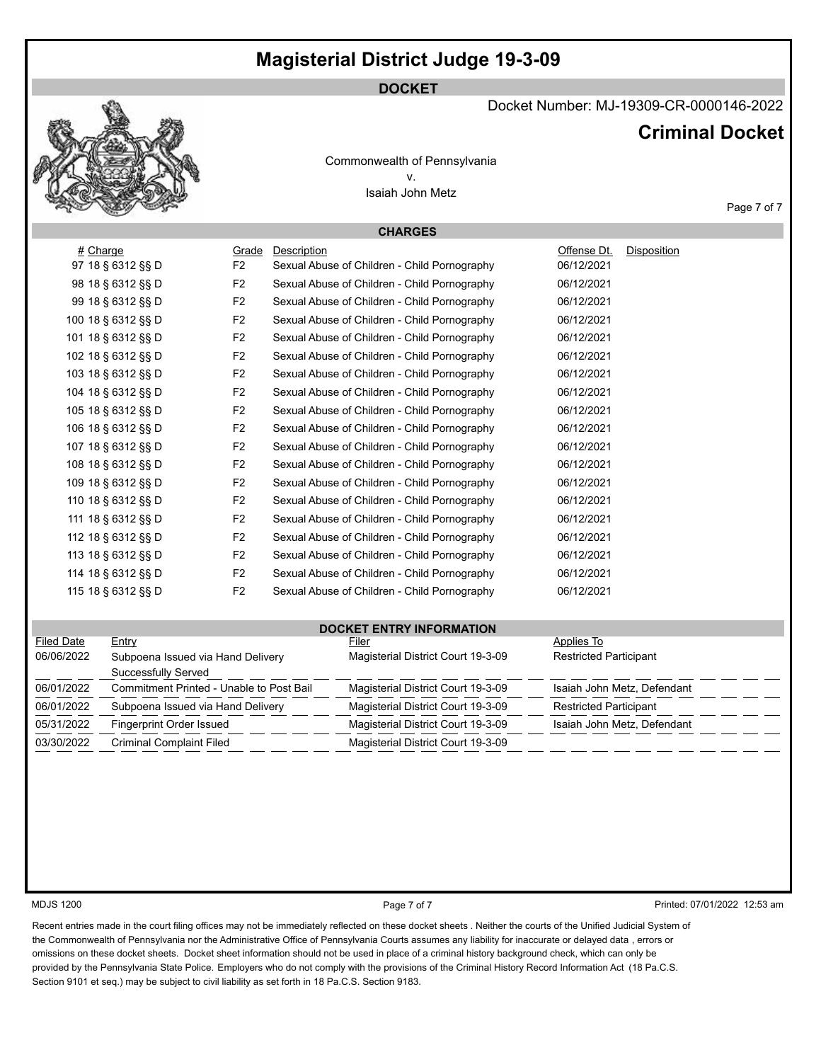# Magisterial District Judge 19-3-09

## DOCKET

Docket Number: MJ-19309-CR-0000146-2022

## Criminal Docket

Commonwealth of Pennsylvania
v.
Isaiah John Metz

### CHARGES

| # | Charge | Grade | Description | Offense Dt. | Disposition |
|---|---|---|---|---|---|
| 97 | 18 § 6312 §§ D | F2 | Sexual Abuse of Children - Child Pornography | 06/12/2021 | |
| 98 | 18 § 6312 §§ D | F2 | Sexual Abuse of Children - Child Pornography | 06/12/2021 | |
| 99 | 18 § 6312 §§ D | F2 | Sexual Abuse of Children - Child Pornography | 06/12/2021 | |
| 100 | 18 § 6312 §§ D | F2 | Sexual Abuse of Children - Child Pornography | 06/12/2021 | |
| 101 | 18 § 6312 §§ D | F2 | Sexual Abuse of Children - Child Pornography | 06/12/2021 | |
| 102 | 18 § 6312 §§ D | F2 | Sexual Abuse of Children - Child Pornography | 06/12/2021 | |
| 103 | 18 § 6312 §§ D | F2 | Sexual Abuse of Children - Child Pornography | 06/12/2021 | |
| 104 | 18 § 6312 §§ D | F2 | Sexual Abuse of Children - Child Pornography | 06/12/2021 | |
| 105 | 18 § 6312 §§ D | F2 | Sexual Abuse of Children - Child Pornography | 06/12/2021 | |
| 106 | 18 § 6312 §§ D | F2 | Sexual Abuse of Children - Child Pornography | 06/12/2021 | |
| 107 | 18 § 6312 §§ D | F2 | Sexual Abuse of Children - Child Pornography | 06/12/2021 | |
| 108 | 18 § 6312 §§ D | F2 | Sexual Abuse of Children - Child Pornography | 06/12/2021 | |
| 109 | 18 § 6312 §§ D | F2 | Sexual Abuse of Children - Child Pornography | 06/12/2021 | |
| 110 | 18 § 6312 §§ D | F2 | Sexual Abuse of Children - Child Pornography | 06/12/2021 | |
| 111 | 18 § 6312 §§ D | F2 | Sexual Abuse of Children - Child Pornography | 06/12/2021 | |
| 112 | 18 § 6312 §§ D | F2 | Sexual Abuse of Children - Child Pornography | 06/12/2021 | |
| 113 | 18 § 6312 §§ D | F2 | Sexual Abuse of Children - Child Pornography | 06/12/2021 | |
| 114 | 18 § 6312 §§ D | F2 | Sexual Abuse of Children - Child Pornography | 06/12/2021 | |
| 115 | 18 § 6312 §§ D | F2 | Sexual Abuse of Children - Child Pornography | 06/12/2021 | |

### DOCKET ENTRY INFORMATION

| Filed Date | Entry | Filer | Applies To |
|---|---|---|---|
| 06/06/2022 | Subpoena Issued via Hand Delivery Successfully Served | Magisterial District Court 19-3-09 | Restricted Participant |
| 06/01/2022 | Commitment Printed - Unable to Post Bail | Magisterial District Court 19-3-09 | Isaiah John Metz, Defendant |
| 06/01/2022 | Subpoena Issued via Hand Delivery | Magisterial District Court 19-3-09 | Restricted Participant |
| 05/31/2022 | Fingerprint Order Issued | Magisterial District Court 19-3-09 | Isaiah John Metz, Defendant |
| 03/30/2022 | Criminal Complaint Filed | Magisterial District Court 19-3-09 | |

MDJS 1200

Printed: 07/01/2022 12:53 am

Recent entries made in the court filing offices may not be immediately reflected on these docket sheets . Neither the courts of the Unified Judicial System of the Commonwealth of Pennsylvania nor the Administrative Office of Pennsylvania Courts assumes any liability for inaccurate or delayed data , errors or omissions on these docket sheets. Docket sheet information should not be used in place of a criminal history background check, which can only be provided by the Pennsylvania State Police. Employers who do not comply with the provisions of the Criminal History Record Information Act (18 Pa.C.S. Section 9101 et seq.) may be subject to civil liability as set forth in 18 Pa.C.S. Section 9183.